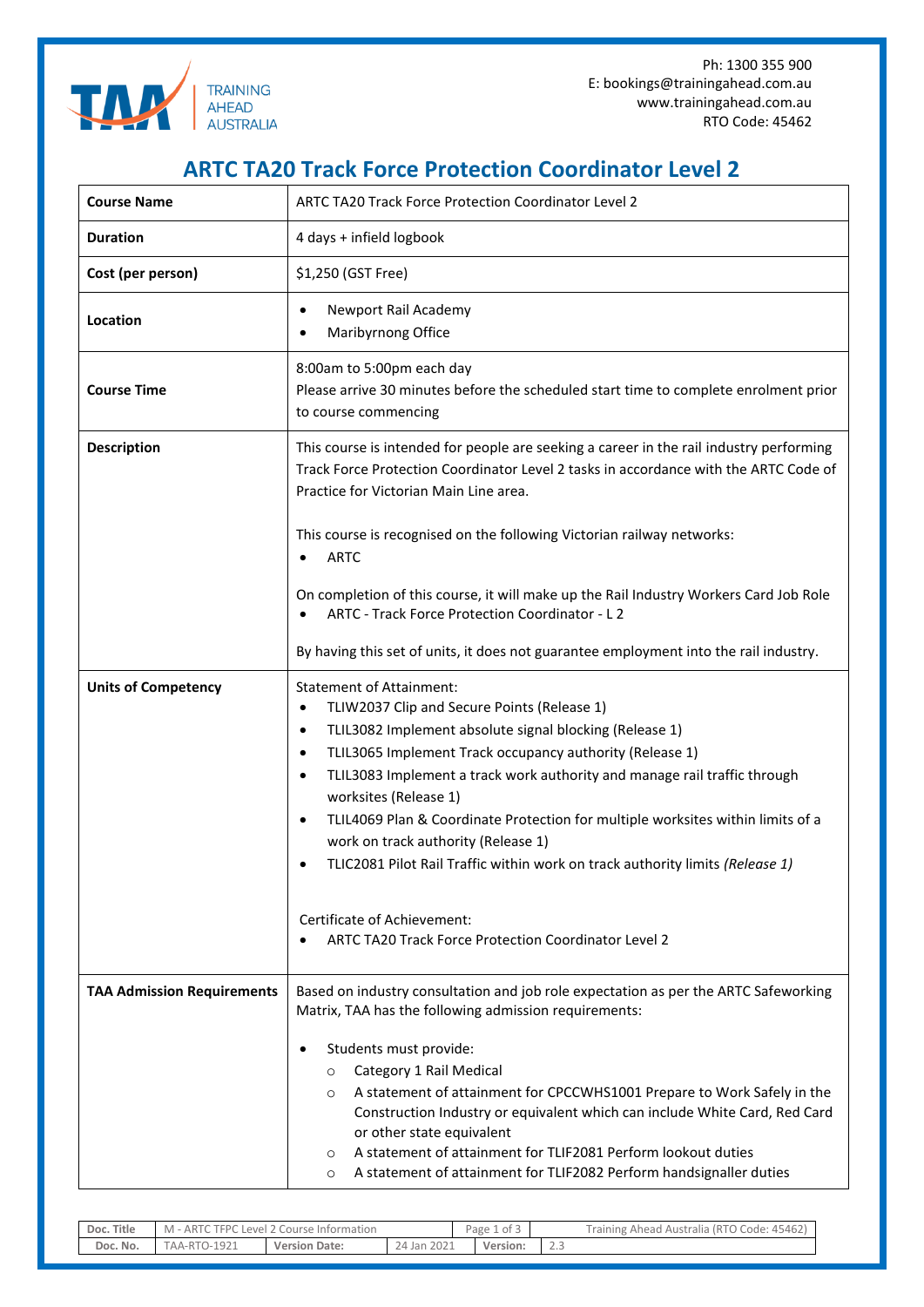Ph: 1300 355 900
E: bookings@trainingahead.com.au
www.trainingahead.com.au
RTO Code: 45462

# ARTC TA20 Track Force Protection Coordinator Level 2

| | |
|---|---|
| **Course Name** | ARTC TA20 Track Force Protection Coordinator Level 2 |
| **Duration** | 4 days + infield logbook |
| **Cost (per person)** | $1,250 (GST Free) |
| **Location** | • Newport Rail Academy<br>• Maribyrnong Office |
| **Course Time** | 8:00am to 5:00pm each day<br>Please arrive 30 minutes before the scheduled start time to complete enrolment prior to course commencing |
| **Description** | This course is intended for people are seeking a career in the rail industry performing Track Force Protection Coordinator Level 2 tasks in accordance with the ARTC Code of Practice for Victorian Main Line area.<br><br>This course is recognised on the following Victorian railway networks:<br>• ARTC<br><br>On completion of this course, it will make up the Rail Industry Workers Card Job Role<br>• ARTC - Track Force Protection Coordinator - L 2<br><br>By having this set of units, it does not guarantee employment into the rail industry. |
| **Units of Competency** | Statement of Attainment:<br>• TLIW2037 Clip and Secure Points (Release 1)<br>• TLIL3082 Implement absolute signal blocking (Release 1)<br>• TLIL3065 Implement Track occupancy authority (Release 1)<br>• TLIL3083 Implement a track work authority and manage rail traffic through worksites (Release 1)<br>• TLIL4069 Plan & Coordinate Protection for multiple worksites within limits of a work on track authority (Release 1)<br>• TLIC2081 Pilot Rail Traffic within work on track authority limits *(Release 1)*<br><br>Certificate of Achievement:<br>• ARTC TA20 Track Force Protection Coordinator Level 2 |
| **TAA Admission Requirements** | Based on industry consultation and job role expectation as per the ARTC Safeworking Matrix, TAA has the following admission requirements:<br><br>• Students must provide:<br>  ○ Category 1 Rail Medical<br>  ○ A statement of attainment for CPCCWHS1001 Prepare to Work Safely in the Construction Industry or equivalent which can include White Card, Red Card or other state equivalent<br>  ○ A statement of attainment for TLIF2081 Perform lookout duties<br>  ○ A statement of attainment for TLIF2082 Perform handsignaller duties |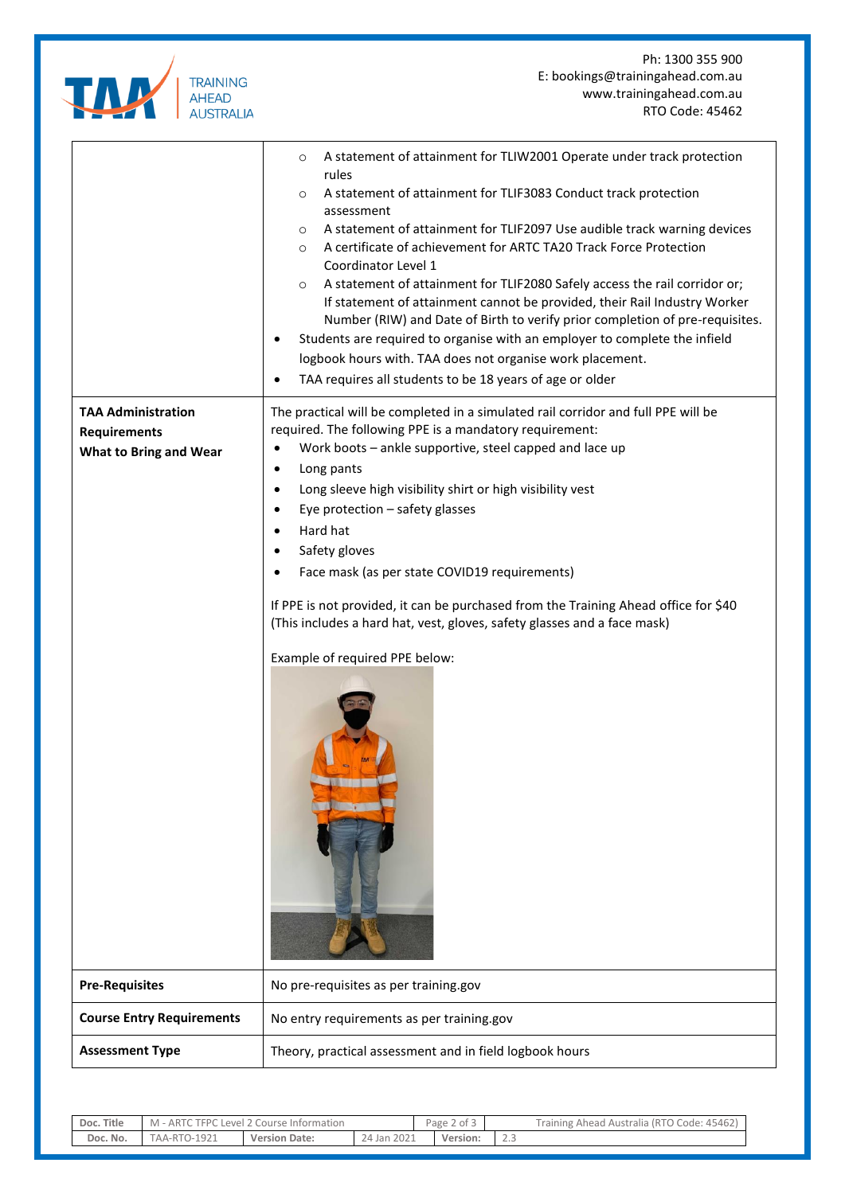| | |
|---|---|
| | ○ A statement of attainment for TLIW2001 Operate under track protection rules<br>○ A statement of attainment for TLIF3083 Conduct track protection assessment<br>○ A statement of attainment for TLIF2097 Use audible track warning devices<br>○ A certificate of achievement for ARTC TA20 Track Force Protection Coordinator Level 1<br>○ A statement of attainment for TLIF2080 Safely access the rail corridor or; If statement of attainment cannot be provided, their Rail Industry Worker Number (RIW) and Date of Birth to verify prior completion of pre-requisites.<br>• Students are required to organise with an employer to complete the infield logbook hours with. TAA does not organise work placement.<br>• TAA requires all students to be 18 years of age or older |
| **TAA Administration Requirements**<br>**What to Bring and Wear** | The practical will be completed in a simulated rail corridor and full PPE will be required. The following PPE is a mandatory requirement:<br>• Work boots – ankle supportive, steel capped and lace up<br>• Long pants<br>• Long sleeve high visibility shirt or high visibility vest<br>• Eye protection – safety glasses<br>• Hard hat<br>• Safety gloves<br>• Face mask (as per state COVID19 requirements)<br><br>If PPE is not provided, it can be purchased from the Training Ahead office for $40 (This includes a hard hat, vest, gloves, safety glasses and a face mask)<br><br>Example of required PPE below: |
| **Pre-Requisites** | No pre-requisites as per training.gov |
| **Course Entry Requirements** | No entry requirements as per training.gov |
| **Assessment Type** | Theory, practical assessment and in field logbook hours |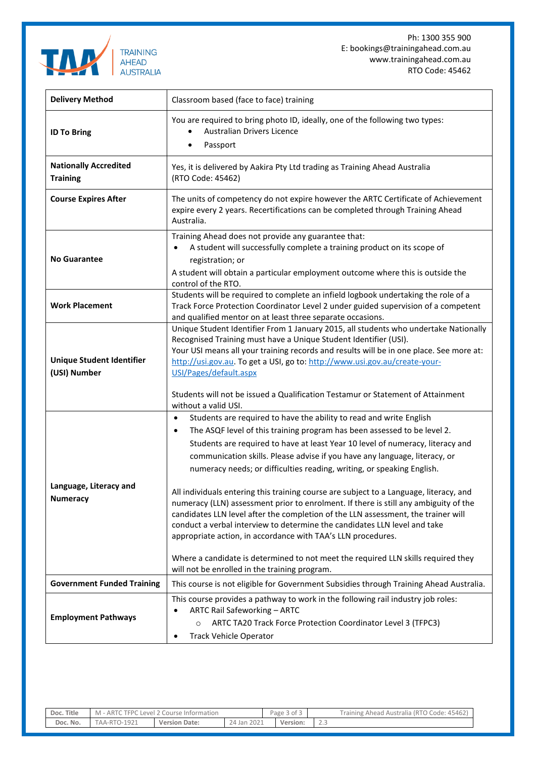Ph: 1300 355 900
E: bookings@trainingahead.com.au
www.trainingahead.com.au
RTO Code: 45462

| | |
|---|---|
| **Delivery Method** | Classroom based (face to face) training |
| **ID To Bring** | You are required to bring photo ID, ideally, one of the following two types:<br>• Australian Drivers Licence<br>• Passport |
| **Nationally Accredited Training** | Yes, it is delivered by Aakira Pty Ltd trading as Training Ahead Australia (RTO Code: 45462) |
| **Course Expires After** | The units of competency do not expire however the ARTC Certificate of Achievement expire every 2 years. Recertifications can be completed through Training Ahead Australia. |
| **No Guarantee** | Training Ahead does not provide any guarantee that:<br>• A student will successfully complete a training product on its scope of registration; or<br>A student will obtain a particular employment outcome where this is outside the control of the RTO. |
| **Work Placement** | Students will be required to complete an infield logbook undertaking the role of a Track Force Protection Coordinator Level 2 under guided supervision of a competent and qualified mentor on at least three separate occasions. |
| **Unique Student Identifier (USI) Number** | Unique Student Identifier From 1 January 2015, all students who undertake Nationally Recognised Training must have a Unique Student Identifier (USI).<br>Your USI means all your training records and results will be in one place. See more at: http://usi.gov.au. To get a USI, go to: http://www.usi.gov.au/create-your-USI/Pages/default.aspx<br><br>Students will not be issued a Qualification Testamur or Statement of Attainment without a valid USI. |
| **Language, Literacy and Numeracy** | • Students are required to have the ability to read and write English<br>• The ASQF level of this training program has been assessed to be level 2. Students are required to have at least Year 10 level of numeracy, literacy and communication skills. Please advise if you have any language, literacy, or numeracy needs; or difficulties reading, writing, or speaking English.<br><br>All individuals entering this training course are subject to a Language, literacy, and numeracy (LLN) assessment prior to enrolment. If there is still any ambiguity of the candidates LLN level after the completion of the LLN assessment, the trainer will conduct a verbal interview to determine the candidates LLN level and take appropriate action, in accordance with TAA's LLN procedures.<br><br>Where a candidate is determined to not meet the required LLN skills required they will not be enrolled in the training program. |
| **Government Funded Training** | This course is not eligible for Government Subsidies through Training Ahead Australia. |
| **Employment Pathways** | This course provides a pathway to work in the following rail industry job roles:<br>• ARTC Rail Safeworking – ARTC<br>  ○ ARTC TA20 Track Force Protection Coordinator Level 3 (TFPC3)<br>• Track Vehicle Operator |